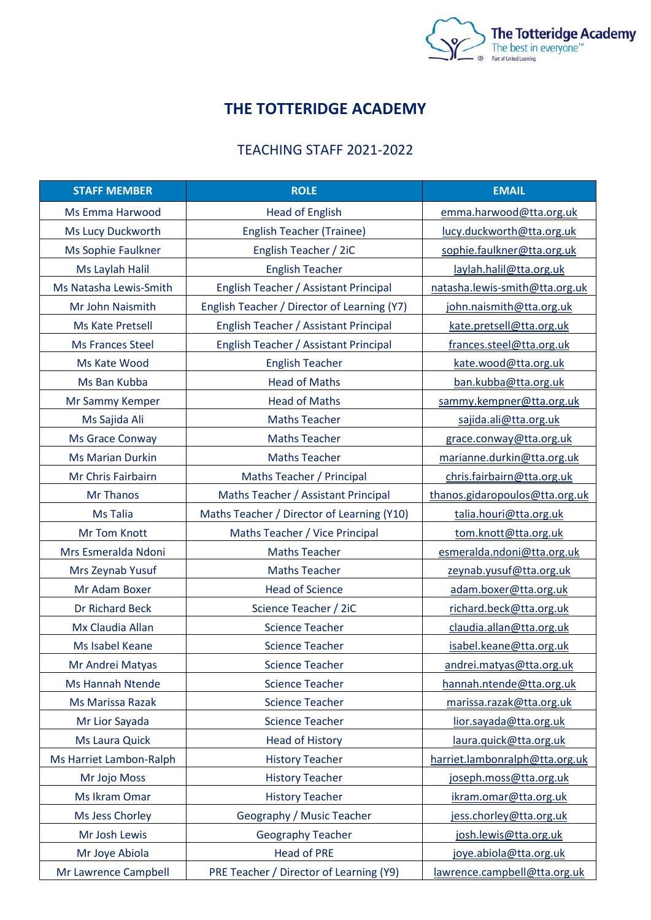# THE TOTTERIDGE ACADEMY

## TEACHING STAFF 2021-2022

| STAFF MEMBER | ROLE | EMAIL |
|---|---|---|
| Ms Emma Harwood | Head of English | emma.harwood@tta.org.uk |
| Ms Lucy Duckworth | English Teacher (Trainee) | lucy.duckworth@tta.org.uk |
| Ms Sophie Faulkner | English Teacher / 2iC | sophie.faulkner@tta.org.uk |
| Ms Laylah Halil | English Teacher | laylah.halil@tta.org.uk |
| Ms Natasha Lewis-Smith | English Teacher / Assistant Principal | natasha.lewis-smith@tta.org.uk |
| Mr John Naismith | English Teacher / Director of Learning (Y7) | john.naismith@tta.org.uk |
| Ms Kate Pretsell | English Teacher / Assistant Principal | kate.pretsell@tta.org.uk |
| Ms Frances Steel | English Teacher / Assistant Principal | frances.steel@tta.org.uk |
| Ms Kate Wood | English Teacher | kate.wood@tta.org.uk |
| Ms Ban Kubba | Head of Maths | ban.kubba@tta.org.uk |
| Mr Sammy Kemper | Head of Maths | sammy.kempner@tta.org.uk |
| Ms Sajida Ali | Maths Teacher | sajida.ali@tta.org.uk |
| Ms Grace Conway | Maths Teacher | grace.conway@tta.org.uk |
| Ms Marian Durkin | Maths Teacher | marianne.durkin@tta.org.uk |
| Mr Chris Fairbairn | Maths Teacher / Principal | chris.fairbairn@tta.org.uk |
| Mr Thanos | Maths Teacher / Assistant Principal | thanos.gidaropoulos@tta.org.uk |
| Ms Talia | Maths Teacher / Director of Learning (Y10) | talia.houri@tta.org.uk |
| Mr Tom Knott | Maths Teacher / Vice Principal | tom.knott@tta.org.uk |
| Mrs Esmeralda Ndoni | Maths Teacher | esmeralda.ndoni@tta.org.uk |
| Mrs Zeynab Yusuf | Maths Teacher | zeynab.yusuf@tta.org.uk |
| Mr Adam Boxer | Head of Science | adam.boxer@tta.org.uk |
| Dr Richard Beck | Science Teacher / 2iC | richard.beck@tta.org.uk |
| Mx Claudia Allan | Science Teacher | claudia.allan@tta.org.uk |
| Ms Isabel Keane | Science Teacher | isabel.keane@tta.org.uk |
| Mr Andrei Matyas | Science Teacher | andrei.matyas@tta.org.uk |
| Ms Hannah Ntende | Science Teacher | hannah.ntende@tta.org.uk |
| Ms Marissa Razak | Science Teacher | marissa.razak@tta.org.uk |
| Mr Lior Sayada | Science Teacher | lior.sayada@tta.org.uk |
| Ms Laura Quick | Head of History | laura.quick@tta.org.uk |
| Ms Harriet Lambon-Ralph | History Teacher | harriet.lambonralph@tta.org.uk |
| Mr Jojo Moss | History Teacher | joseph.moss@tta.org.uk |
| Ms Ikram Omar | History Teacher | ikram.omar@tta.org.uk |
| Ms Jess Chorley | Geography / Music Teacher | jess.chorley@tta.org.uk |
| Mr Josh Lewis | Geography Teacher | josh.lewis@tta.org.uk |
| Mr Joye Abiola | Head of PRE | joye.abiola@tta.org.uk |
| Mr Lawrence Campbell | PRE Teacher / Director of Learning (Y9) | lawrence.campbell@tta.org.uk |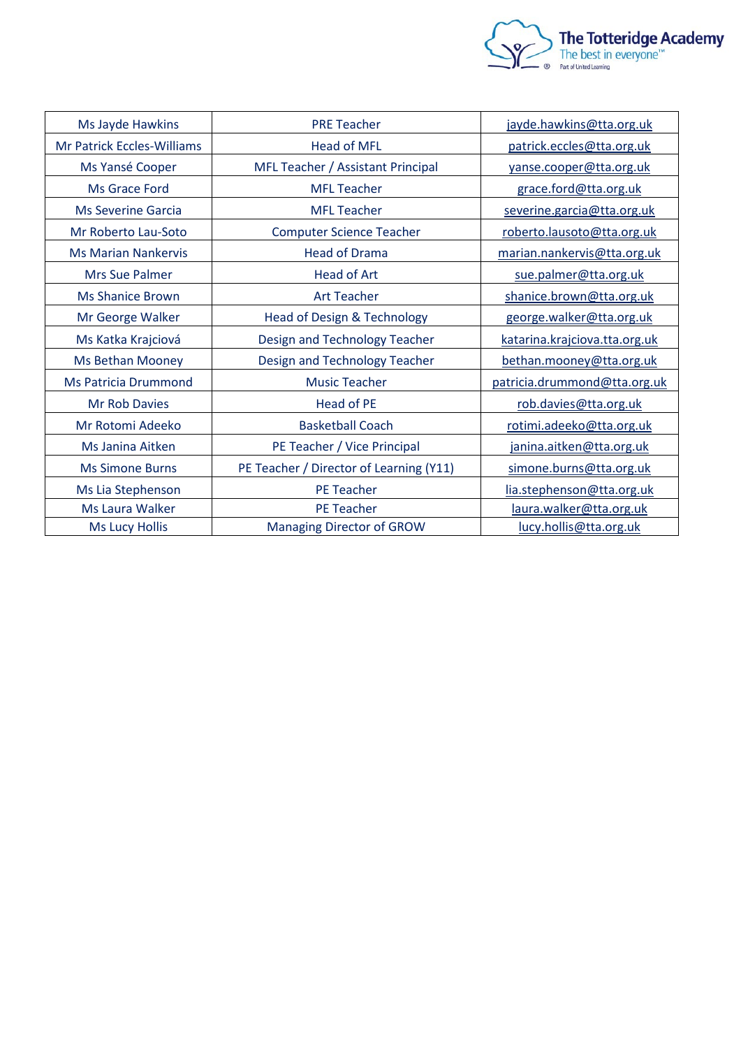| | | |
|---|---|---|
| Ms Jayde Hawkins | PRE Teacher | jayde.hawkins@tta.org.uk |
| Mr Patrick Eccles-Williams | Head of MFL | patrick.eccles@tta.org.uk |
| Ms Yansé Cooper | MFL Teacher / Assistant Principal | yanse.cooper@tta.org.uk |
| Ms Grace Ford | MFL Teacher | grace.ford@tta.org.uk |
| Ms Severine Garcia | MFL Teacher | severine.garcia@tta.org.uk |
| Mr Roberto Lau-Soto | Computer Science Teacher | roberto.lausoto@tta.org.uk |
| Ms Marian Nankervis | Head of Drama | marian.nankervis@tta.org.uk |
| Mrs Sue Palmer | Head of Art | sue.palmer@tta.org.uk |
| Ms Shanice Brown | Art Teacher | shanice.brown@tta.org.uk |
| Mr George Walker | Head of Design & Technology | george.walker@tta.org.uk |
| Ms Katka Krajciová | Design and Technology Teacher | katarina.krajciova.tta.org.uk |
| Ms Bethan Mooney | Design and Technology Teacher | bethan.mooney@tta.org.uk |
| Ms Patricia Drummond | Music Teacher | patricia.drummond@tta.org.uk |
| Mr Rob Davies | Head of PE | rob.davies@tta.org.uk |
| Mr Rotomi Adeeko | Basketball Coach | rotimi.adeeko@tta.org.uk |
| Ms Janina Aitken | PE Teacher / Vice Principal | janina.aitken@tta.org.uk |
| Ms Simone Burns | PE Teacher / Director of Learning (Y11) | simone.burns@tta.org.uk |
| Ms Lia Stephenson | PE Teacher | lia.stephenson@tta.org.uk |
| Ms Laura Walker | PE Teacher | laura.walker@tta.org.uk |
| Ms Lucy Hollis | Managing Director of GROW | lucy.hollis@tta.org.uk |